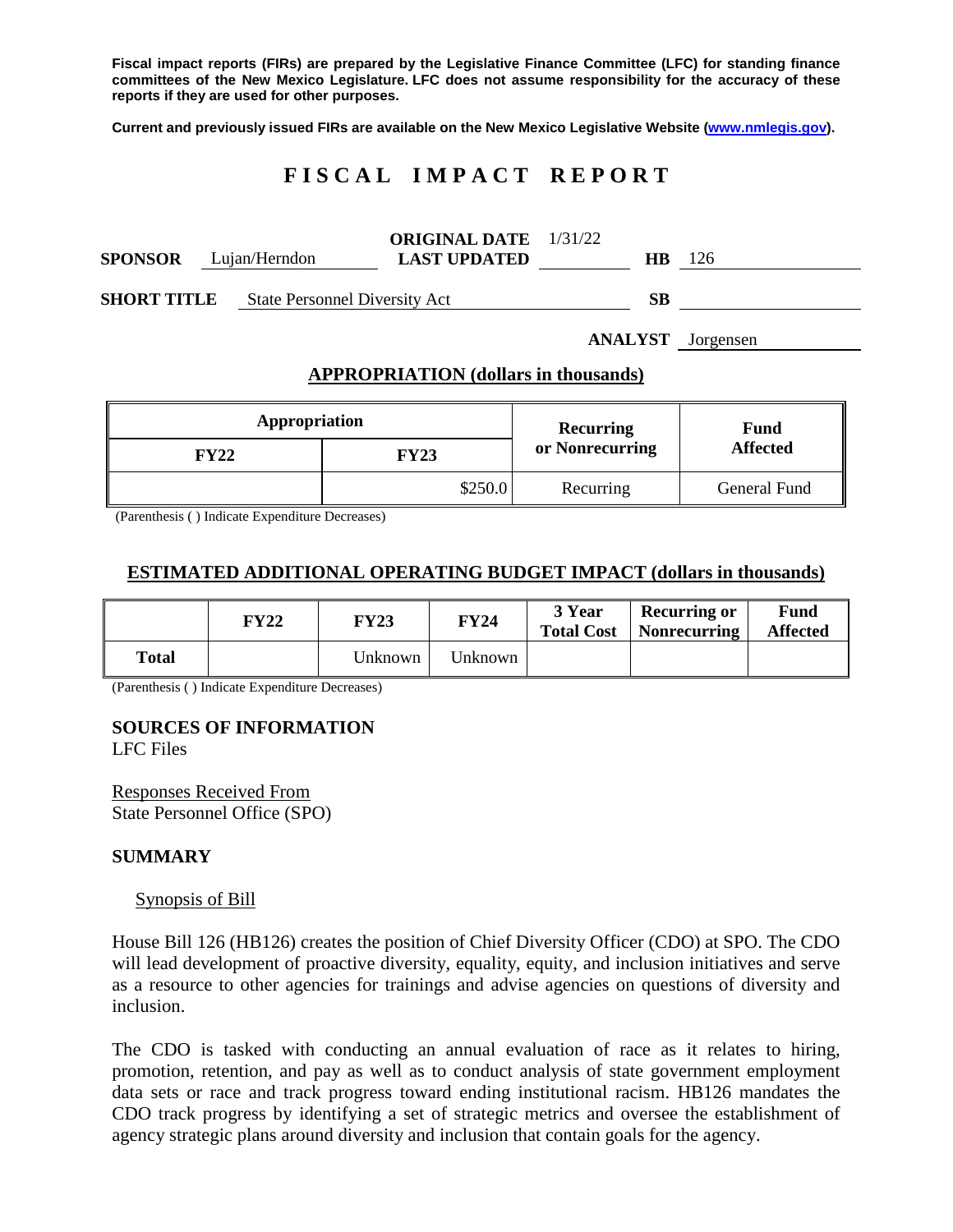**Fiscal impact reports (FIRs) are prepared by the Legislative Finance Committee (LFC) for standing finance committees of the New Mexico Legislature. LFC does not assume responsibility for the accuracy of these reports if they are used for other purposes.**

**Current and previously issued FIRs are available on the New Mexico Legislative Website (www.nmlegis.gov).**

# F I S C A L I M P A C T R E P O R T

**SPONSOR** Lujan/Herndon **ORIGINAL DATE** 1/31/22 **LAST UPDATED** **HB** 126

**SHORT TITLE** State Personnel Diversity Act **SB**

**ANALYST** Jorgensen

## APPROPRIATION (dollars in thousands)

| Appropriation | | Recurring or Nonrecurring | Fund Affected |
|---|---|---|---|
| **FY22** | **FY23** | | |
| | $250.0 | Recurring | General Fund |

(Parenthesis ( ) Indicate Expenditure Decreases)

## ESTIMATED ADDITIONAL OPERATING BUDGET IMPACT (dollars in thousands)

| | FY22 | FY23 | FY24 | 3 Year Total Cost | Recurring or Nonrecurring | Fund Affected |
|---|---|---|---|---|---|---|
| **Total** | | Unknown | Unknown | | | |

(Parenthesis ( ) Indicate Expenditure Decreases)

## SOURCES OF INFORMATION

LFC Files

Responses Received From
State Personnel Office (SPO)

## SUMMARY

### Synopsis of Bill

House Bill 126 (HB126) creates the position of Chief Diversity Officer (CDO) at SPO. The CDO will lead development of proactive diversity, equality, equity, and inclusion initiatives and serve as a resource to other agencies for trainings and advise agencies on questions of diversity and inclusion.

The CDO is tasked with conducting an annual evaluation of race as it relates to hiring, promotion, retention, and pay as well as to conduct analysis of state government employment data sets or race and track progress toward ending institutional racism. HB126 mandates the CDO track progress by identifying a set of strategic metrics and oversee the establishment of agency strategic plans around diversity and inclusion that contain goals for the agency.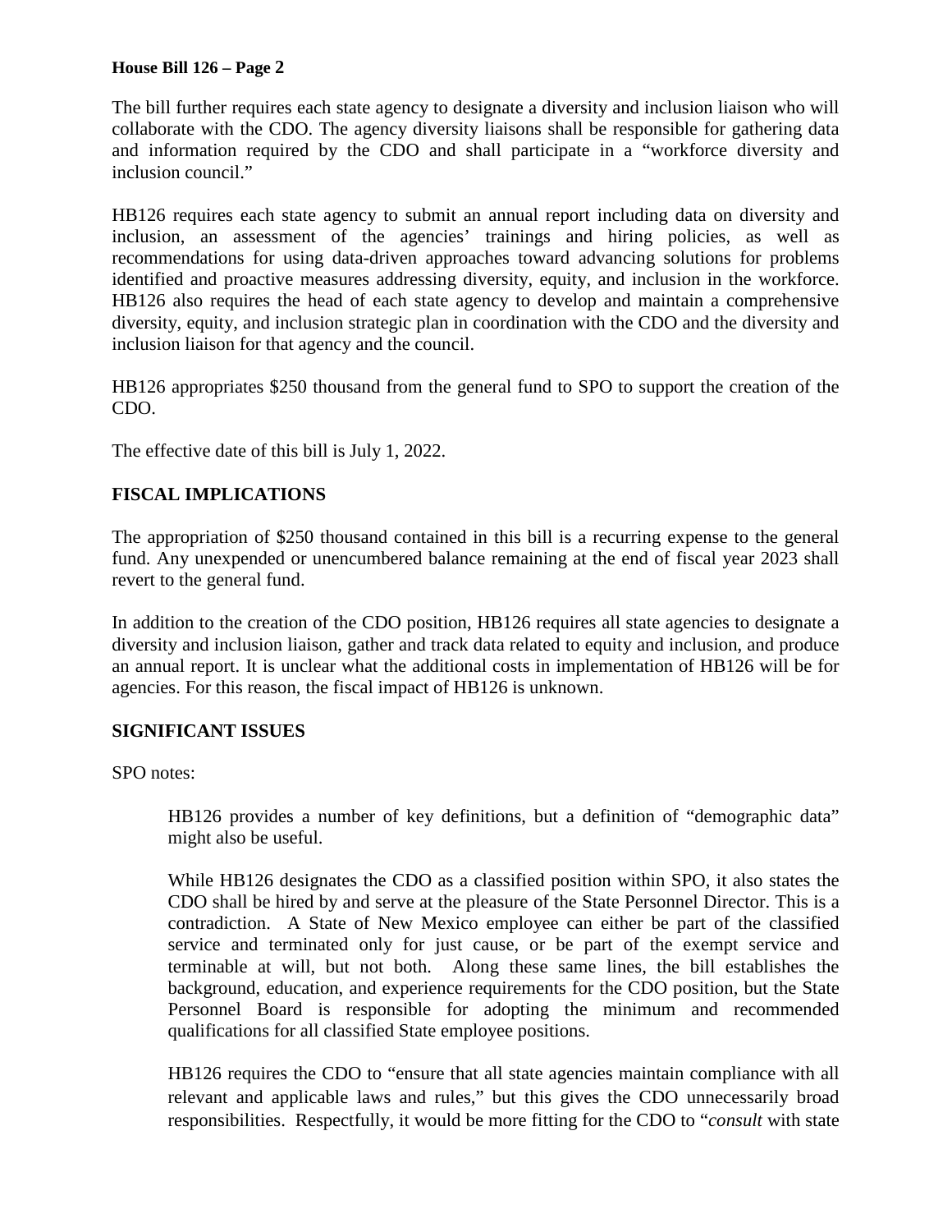The bill further requires each state agency to designate a diversity and inclusion liaison who will collaborate with the CDO. The agency diversity liaisons shall be responsible for gathering data and information required by the CDO and shall participate in a "workforce diversity and inclusion council."

HB126 requires each state agency to submit an annual report including data on diversity and inclusion, an assessment of the agencies' trainings and hiring policies, as well as recommendations for using data-driven approaches toward advancing solutions for problems identified and proactive measures addressing diversity, equity, and inclusion in the workforce. HB126 also requires the head of each state agency to develop and maintain a comprehensive diversity, equity, and inclusion strategic plan in coordination with the CDO and the diversity and inclusion liaison for that agency and the council.

HB126 appropriates $250 thousand from the general fund to SPO to support the creation of the CDO.

The effective date of this bill is July 1, 2022.

## FISCAL IMPLICATIONS

The appropriation of $250 thousand contained in this bill is a recurring expense to the general fund. Any unexpended or unencumbered balance remaining at the end of fiscal year 2023 shall revert to the general fund.

In addition to the creation of the CDO position, HB126 requires all state agencies to designate a diversity and inclusion liaison, gather and track data related to equity and inclusion, and produce an annual report. It is unclear what the additional costs in implementation of HB126 will be for agencies. For this reason, the fiscal impact of HB126 is unknown.

## SIGNIFICANT ISSUES

SPO notes:

> HB126 provides a number of key definitions, but a definition of "demographic data" might also be useful.
>
> While HB126 designates the CDO as a classified position within SPO, it also states the CDO shall be hired by and serve at the pleasure of the State Personnel Director. This is a contradiction. A State of New Mexico employee can either be part of the classified service and terminated only for just cause, or be part of the exempt service and terminable at will, but not both. Along these same lines, the bill establishes the background, education, and experience requirements for the CDO position, but the State Personnel Board is responsible for adopting the minimum and recommended qualifications for all classified State employee positions.
>
> HB126 requires the CDO to "ensure that all state agencies maintain compliance with all relevant and applicable laws and rules," but this gives the CDO unnecessarily broad responsibilities. Respectfully, it would be more fitting for the CDO to "*consult* with state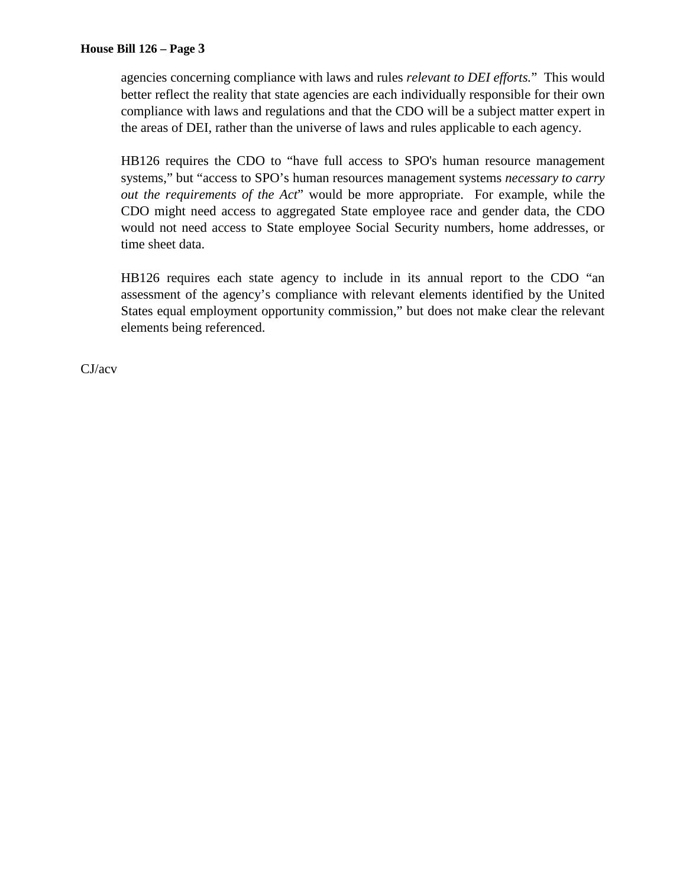agencies concerning compliance with laws and rules *relevant to DEI efforts.*" This would better reflect the reality that state agencies are each individually responsible for their own compliance with laws and regulations and that the CDO will be a subject matter expert in the areas of DEI, rather than the universe of laws and rules applicable to each agency.

HB126 requires the CDO to "have full access to SPO's human resource management systems," but "access to SPO's human resources management systems *necessary to carry out the requirements of the Act*" would be more appropriate. For example, while the CDO might need access to aggregated State employee race and gender data, the CDO would not need access to State employee Social Security numbers, home addresses, or time sheet data.

HB126 requires each state agency to include in its annual report to the CDO "an assessment of the agency's compliance with relevant elements identified by the United States equal employment opportunity commission," but does not make clear the relevant elements being referenced.

CJ/acv